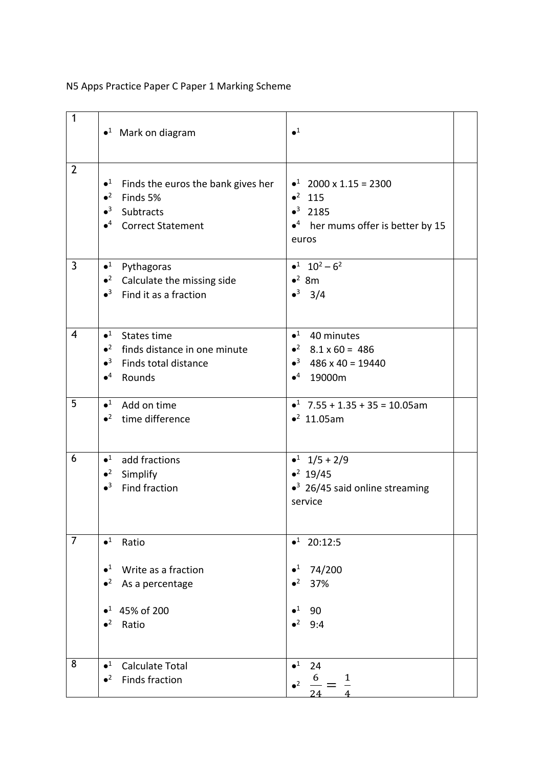N5 Apps Practice Paper C Paper 1 Marking Scheme

| | | | |
|---|---|---|---|
| 1 | •[1] Mark on diagram | •[1] | |
| 2 | •[1] Finds the euros the bank gives her<br>•[2] Finds 5%<br>•[3] Subtracts<br>•[4] Correct Statement | •[1] 2000 x 1.15 = 2300<br>•[2] 115<br>•[3] 2185<br>•[4] her mums offer is better by 15 euros | |
| 3 | •[1] Pythagoras<br>•[2] Calculate the missing side<br>•[3] Find it as a fraction | •[1] $10^2 - 6^2$<br>•[2] 8m<br>•[3] 3/4 | |
| 4 | •[1] States time<br>•[2] finds distance in one minute<br>•[3] Finds total distance<br>•[4] Rounds | •[1] 40 minutes<br>•[2] 8.1 x 60 = 486<br>•[3] 486 x 40 = 19440<br>•[4] 19000m | |
| 5 | •[1] Add on time<br>•[2] time difference | •[1] 7.55 + 1.35 + 35 = 10.05am<br>•[2] 11.05am | |
| 6 | •[1] add fractions<br>•[2] Simplify<br>•[3] Find fraction | •[1] 1/5 + 2/9<br>•[2] 19/45<br>•[3] 26/45 said online streaming service | |
| 7 | •[1] Ratio<br><br>•[1] Write as a fraction<br>•[2] As a percentage<br><br>•[1] 45% of 200<br>•[2] Ratio | •[1] 20:12:5<br><br>•[1] 74/200<br>•[2] 37%<br><br>•[1] 90<br>•[2] 9:4 | |
| 8 | •[1] Calculate Total<br>•[2] Finds fraction | •[1] 24<br>•[2] $\frac{6}{24} = \frac{1}{4}$ | |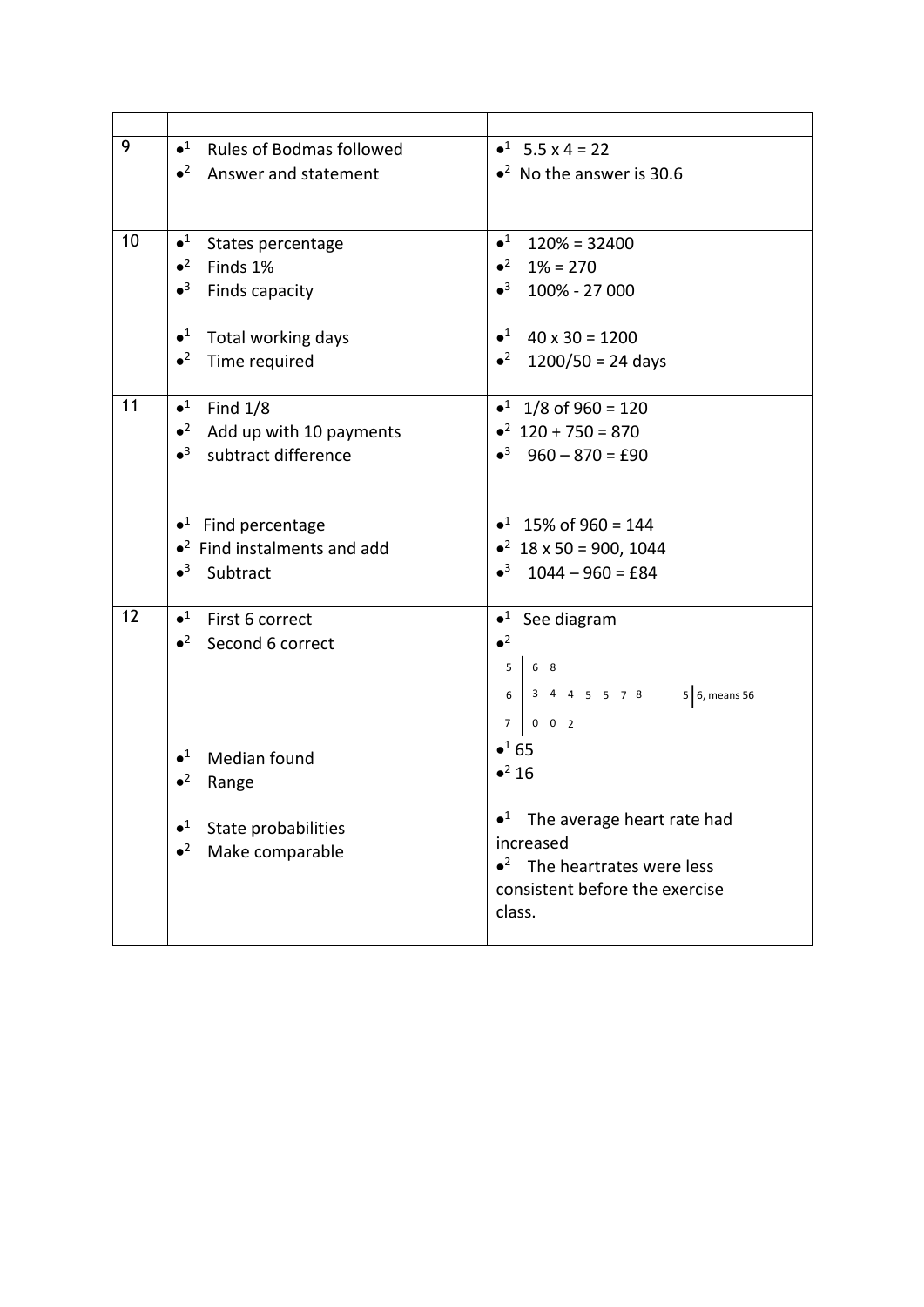| | | | |
|---|---|---|---|
| 9 | •[1] Rules of Bodmas followed<br>•[2] Answer and statement | •[1] 5.5 x 4 = 22<br>•[2] No the answer is 30.6 | |
| 10 | •[1] States percentage<br>•[2] Finds 1%<br>•[3] Finds capacity<br><br>•[1] Total working days<br>•[2] Time required | •[1] 120% = 32400<br>•[2] 1% = 270<br>•[3] 100% - 27 000<br><br>•[1] 40 x 30 = 1200<br>•[2] 1200/50 = 24 days | |
| 11 | •[1] Find 1/8<br>•[2] Add up with 10 payments<br>•[3] subtract difference<br><br>•[1] Find percentage<br>•[2] Find instalments and add<br>•[3] Subtract | •[1] 1/8 of 960 = 120<br>•[2] 120 + 750 = 870<br>•[3] 960 – 870 = £90<br><br>•[1] 15% of 960 = 144<br>•[2] 18 x 50 = 900, 1044<br>•[3] 1044 – 960 = £84 | |
| 12 | •[1] First 6 correct<br>•[2] Second 6 correct<br><br>•[1] Median found<br>•[2] Range<br><br>•[1] State probabilities<br>•[2] Make comparable | •[1] See diagram<br>•[2]<br>5 \| 6 8<br>6 \| 3 4 4 5 5 7 8 &nbsp;&nbsp; 5 \| 6, means 56<br>7 \| 0 0 2<br>•[1] 65<br>•[2] 16<br><br>•[1] The average heart rate had increased<br>•[2] The heartrates were less consistent before the exercise class. | |